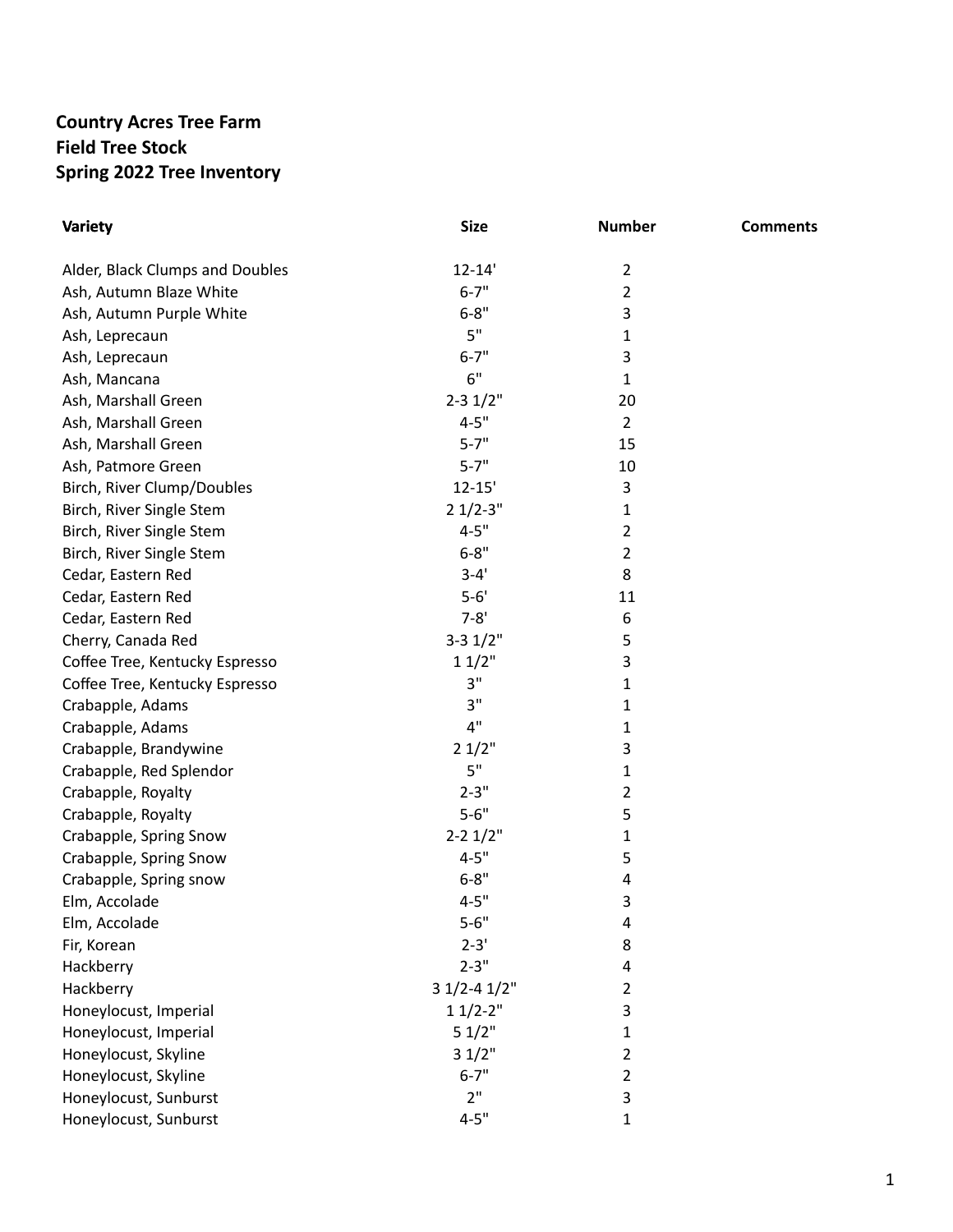**Country Acres Tree Farm**
**Field Tree Stock**
**Spring 2022 Tree Inventory**

| Variety | Size | Number | Comments |
|---|---|---|---|
| Alder, Black Clumps and Doubles | 12-14' | 2 | |
| Ash, Autumn Blaze White | 6-7" | 2 | |
| Ash, Autumn Purple White | 6-8" | 3 | |
| Ash, Leprecaun | 5" | 1 | |
| Ash, Leprecaun | 6-7" | 3 | |
| Ash, Mancana | 6" | 1 | |
| Ash, Marshall Green | 2-3 1/2" | 20 | |
| Ash, Marshall Green | 4-5" | 2 | |
| Ash, Marshall Green | 5-7" | 15 | |
| Ash, Patmore Green | 5-7" | 10 | |
| Birch, River Clump/Doubles | 12-15' | 3 | |
| Birch, River Single Stem | 2 1/2-3" | 1 | |
| Birch, River Single Stem | 4-5" | 2 | |
| Birch, River Single Stem | 6-8" | 2 | |
| Cedar, Eastern Red | 3-4' | 8 | |
| Cedar, Eastern Red | 5-6' | 11 | |
| Cedar, Eastern Red | 7-8' | 6 | |
| Cherry, Canada Red | 3-3 1/2" | 5 | |
| Coffee Tree, Kentucky Espresso | 1 1/2" | 3 | |
| Coffee Tree, Kentucky Espresso | 3" | 1 | |
| Crabapple, Adams | 3" | 1 | |
| Crabapple, Adams | 4" | 1 | |
| Crabapple, Brandywine | 2 1/2" | 3 | |
| Crabapple, Red Splendor | 5" | 1 | |
| Crabapple, Royalty | 2-3" | 2 | |
| Crabapple, Royalty | 5-6" | 5 | |
| Crabapple, Spring Snow | 2-2 1/2" | 1 | |
| Crabapple, Spring Snow | 4-5" | 5 | |
| Crabapple, Spring snow | 6-8" | 4 | |
| Elm, Accolade | 4-5" | 3 | |
| Elm, Accolade | 5-6" | 4 | |
| Fir, Korean | 2-3' | 8 | |
| Hackberry | 2-3" | 4 | |
| Hackberry | 3 1/2-4 1/2" | 2 | |
| Honeylocust, Imperial | 1 1/2-2" | 3 | |
| Honeylocust, Imperial | 5 1/2" | 1 | |
| Honeylocust, Skyline | 3 1/2" | 2 | |
| Honeylocust, Skyline | 6-7" | 2 | |
| Honeylocust, Sunburst | 2" | 3 | |
| Honeylocust, Sunburst | 4-5" | 1 | |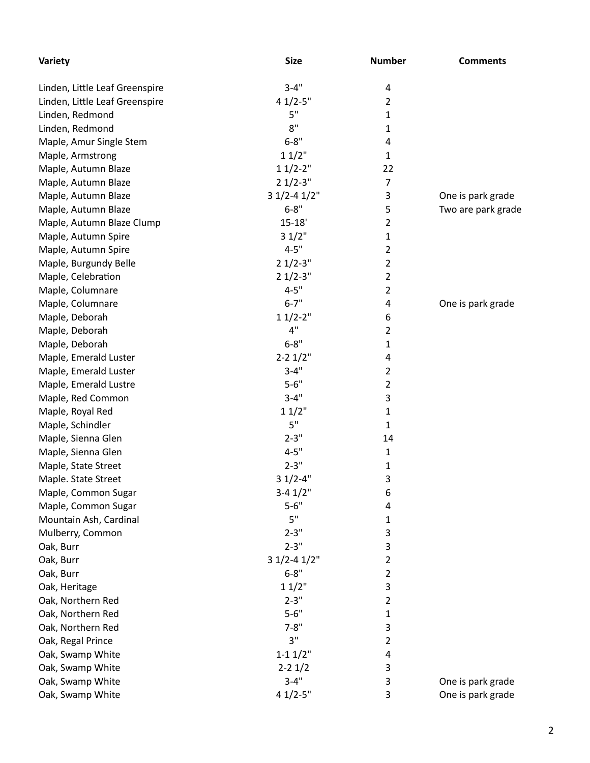| Variety | Size | Number | Comments |
|---|---|---|---|
| Linden, Little Leaf Greenspire | 3-4" | 4 | |
| Linden, Little Leaf Greenspire | 4 1/2-5" | 2 | |
| Linden, Redmond | 5" | 1 | |
| Linden, Redmond | 8" | 1 | |
| Maple, Amur Single Stem | 6-8" | 4 | |
| Maple, Armstrong | 1 1/2" | 1 | |
| Maple, Autumn Blaze | 1 1/2-2" | 22 | |
| Maple, Autumn Blaze | 2 1/2-3" | 7 | |
| Maple, Autumn Blaze | 3 1/2-4 1/2" | 3 | One is park grade |
| Maple, Autumn Blaze | 6-8" | 5 | Two are park grade |
| Maple, Autumn Blaze Clump | 15-18' | 2 | |
| Maple, Autumn Spire | 3 1/2" | 1 | |
| Maple, Autumn Spire | 4-5" | 2 | |
| Maple, Burgundy Belle | 2 1/2-3" | 2 | |
| Maple, Celebration | 2 1/2-3" | 2 | |
| Maple, Columnare | 4-5" | 2 | |
| Maple, Columnare | 6-7" | 4 | One is park grade |
| Maple, Deborah | 1 1/2-2" | 6 | |
| Maple, Deborah | 4" | 2 | |
| Maple, Deborah | 6-8" | 1 | |
| Maple, Emerald Luster | 2-2 1/2" | 4 | |
| Maple, Emerald Luster | 3-4" | 2 | |
| Maple, Emerald Lustre | 5-6" | 2 | |
| Maple, Red Common | 3-4" | 3 | |
| Maple, Royal Red | 1 1/2" | 1 | |
| Maple, Schindler | 5" | 1 | |
| Maple, Sienna Glen | 2-3" | 14 | |
| Maple, Sienna Glen | 4-5" | 1 | |
| Maple, State Street | 2-3" | 1 | |
| Maple. State Street | 3 1/2-4" | 3 | |
| Maple, Common Sugar | 3-4 1/2" | 6 | |
| Maple, Common Sugar | 5-6" | 4 | |
| Mountain Ash, Cardinal | 5" | 1 | |
| Mulberry, Common | 2-3" | 3 | |
| Oak, Burr | 2-3" | 3 | |
| Oak, Burr | 3 1/2-4 1/2" | 2 | |
| Oak, Burr | 6-8" | 2 | |
| Oak, Heritage | 1 1/2" | 3 | |
| Oak, Northern Red | 2-3" | 2 | |
| Oak, Northern Red | 5-6" | 1 | |
| Oak, Northern Red | 7-8" | 3 | |
| Oak, Regal Prince | 3" | 2 | |
| Oak, Swamp White | 1-1 1/2" | 4 | |
| Oak, Swamp White | 2-2 1/2 | 3 | |
| Oak, Swamp White | 3-4" | 3 | One is park grade |
| Oak, Swamp White | 4 1/2-5" | 3 | One is park grade |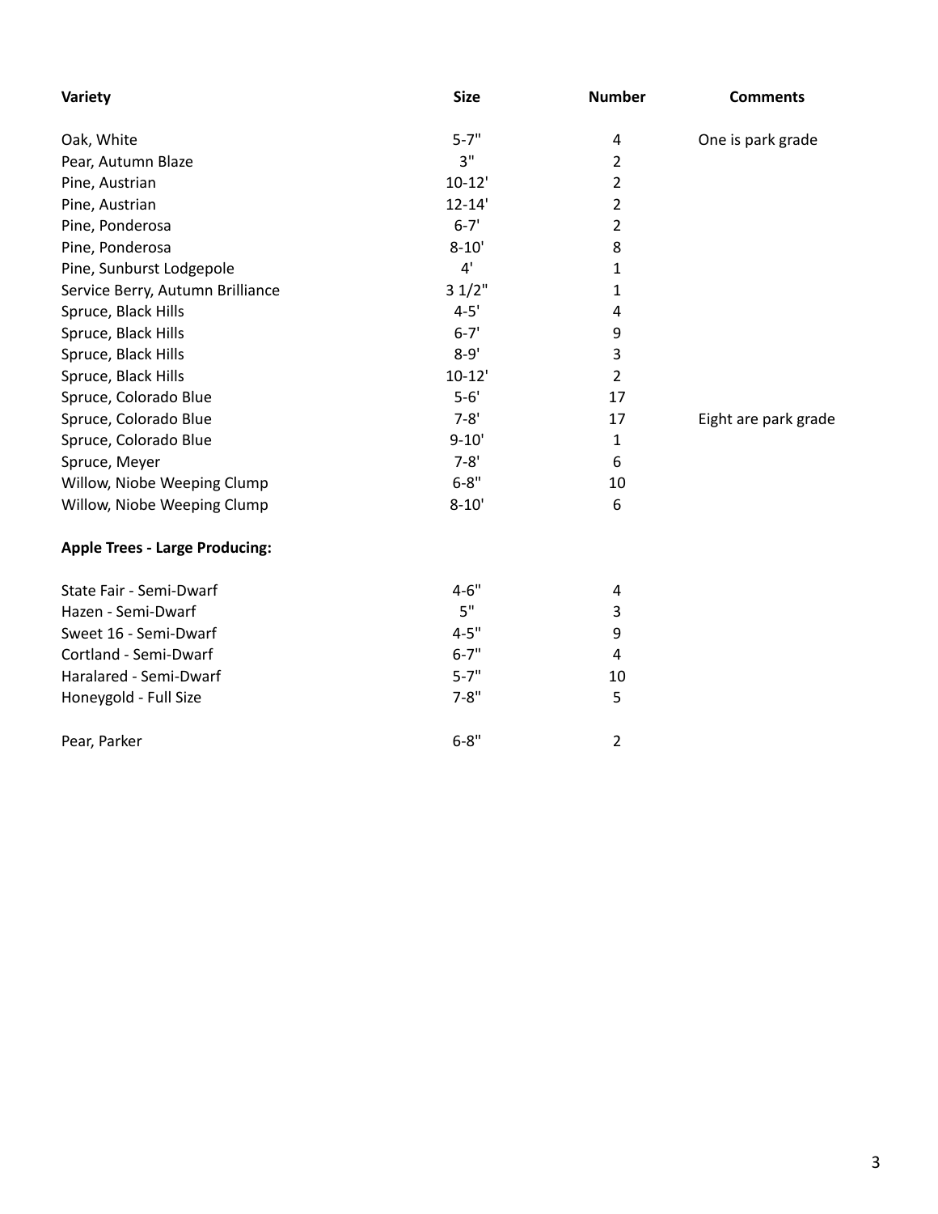| Variety | Size | Number | Comments |
|---|---|---|---|
| Oak, White | 5-7" | 4 | One is park grade |
| Pear, Autumn Blaze | 3" | 2 | |
| Pine, Austrian | 10-12' | 2 | |
| Pine, Austrian | 12-14' | 2 | |
| Pine, Ponderosa | 6-7' | 2 | |
| Pine, Ponderosa | 8-10' | 8 | |
| Pine, Sunburst Lodgepole | 4' | 1 | |
| Service Berry, Autumn Brilliance | 3 1/2" | 1 | |
| Spruce, Black Hills | 4-5' | 4 | |
| Spruce, Black Hills | 6-7' | 9 | |
| Spruce, Black Hills | 8-9' | 3 | |
| Spruce, Black Hills | 10-12' | 2 | |
| Spruce, Colorado Blue | 5-6' | 17 | |
| Spruce, Colorado Blue | 7-8' | 17 | Eight are park grade |
| Spruce, Colorado Blue | 9-10' | 1 | |
| Spruce, Meyer | 7-8' | 6 | |
| Willow, Niobe Weeping Clump | 6-8" | 10 | |
| Willow, Niobe Weeping Clump | 8-10' | 6 | |
| **Apple Trees - Large Producing:** | | | |
| State Fair - Semi-Dwarf | 4-6" | 4 | |
| Hazen - Semi-Dwarf | 5" | 3 | |
| Sweet 16 - Semi-Dwarf | 4-5" | 9 | |
| Cortland - Semi-Dwarf | 6-7" | 4 | |
| Haralared - Semi-Dwarf | 5-7" | 10 | |
| Honeygold - Full Size | 7-8" | 5 | |
| Pear, Parker | 6-8" | 2 | |